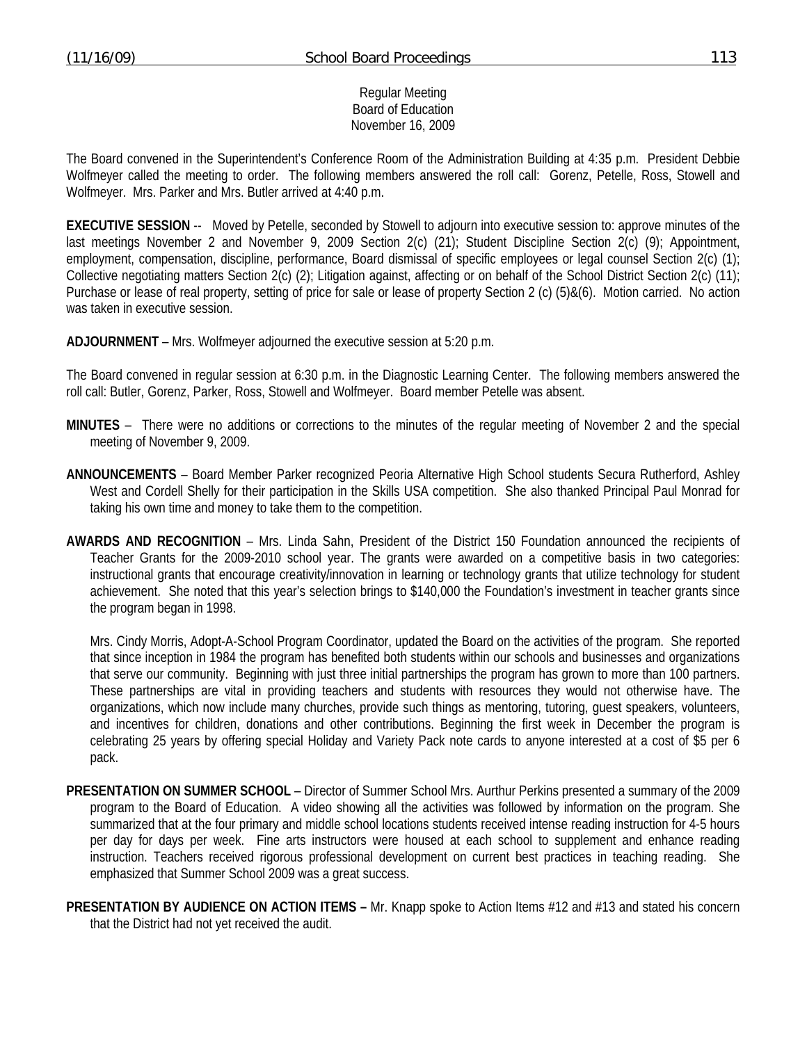Regular Meeting
Board of Education
November 16, 2009

The Board convened in the Superintendent's Conference Room of the Administration Building at 4:35 p.m. President Debbie Wolfmeyer called the meeting to order. The following members answered the roll call: Gorenz, Petelle, Ross, Stowell and Wolfmeyer. Mrs. Parker and Mrs. Butler arrived at 4:40 p.m.

**EXECUTIVE SESSION** -- Moved by Petelle, seconded by Stowell to adjourn into executive session to: approve minutes of the last meetings November 2 and November 9, 2009 Section 2(c) (21); Student Discipline Section 2(c) (9); Appointment, employment, compensation, discipline, performance, Board dismissal of specific employees or legal counsel Section 2(c) (1); Collective negotiating matters Section 2(c) (2); Litigation against, affecting or on behalf of the School District Section 2(c) (11); Purchase or lease of real property, setting of price for sale or lease of property Section 2 (c) (5)&(6). Motion carried. No action was taken in executive session.

**ADJOURNMENT** – Mrs. Wolfmeyer adjourned the executive session at 5:20 p.m.

The Board convened in regular session at 6:30 p.m. in the Diagnostic Learning Center. The following members answered the roll call: Butler, Gorenz, Parker, Ross, Stowell and Wolfmeyer. Board member Petelle was absent.

**MINUTES** – There were no additions or corrections to the minutes of the regular meeting of November 2 and the special meeting of November 9, 2009.

**ANNOUNCEMENTS** – Board Member Parker recognized Peoria Alternative High School students Secura Rutherford, Ashley West and Cordell Shelly for their participation in the Skills USA competition. She also thanked Principal Paul Monrad for taking his own time and money to take them to the competition.

**AWARDS AND RECOGNITION** – Mrs. Linda Sahn, President of the District 150 Foundation announced the recipients of Teacher Grants for the 2009-2010 school year. The grants were awarded on a competitive basis in two categories: instructional grants that encourage creativity/innovation in learning or technology grants that utilize technology for student achievement. She noted that this year's selection brings to $140,000 the Foundation's investment in teacher grants since the program began in 1998.

Mrs. Cindy Morris, Adopt-A-School Program Coordinator, updated the Board on the activities of the program. She reported that since inception in 1984 the program has benefited both students within our schools and businesses and organizations that serve our community. Beginning with just three initial partnerships the program has grown to more than 100 partners. These partnerships are vital in providing teachers and students with resources they would not otherwise have. The organizations, which now include many churches, provide such things as mentoring, tutoring, guest speakers, volunteers, and incentives for children, donations and other contributions. Beginning the first week in December the program is celebrating 25 years by offering special Holiday and Variety Pack note cards to anyone interested at a cost of $5 per 6 pack.

**PRESENTATION ON SUMMER SCHOOL** – Director of Summer School Mrs. Aurthur Perkins presented a summary of the 2009 program to the Board of Education. A video showing all the activities was followed by information on the program. She summarized that at the four primary and middle school locations students received intense reading instruction for 4-5 hours per day for days per week. Fine arts instructors were housed at each school to supplement and enhance reading instruction. Teachers received rigorous professional development on current best practices in teaching reading. She emphasized that Summer School 2009 was a great success.

**PRESENTATION BY AUDIENCE ON ACTION ITEMS –** Mr. Knapp spoke to Action Items #12 and #13 and stated his concern that the District had not yet received the audit.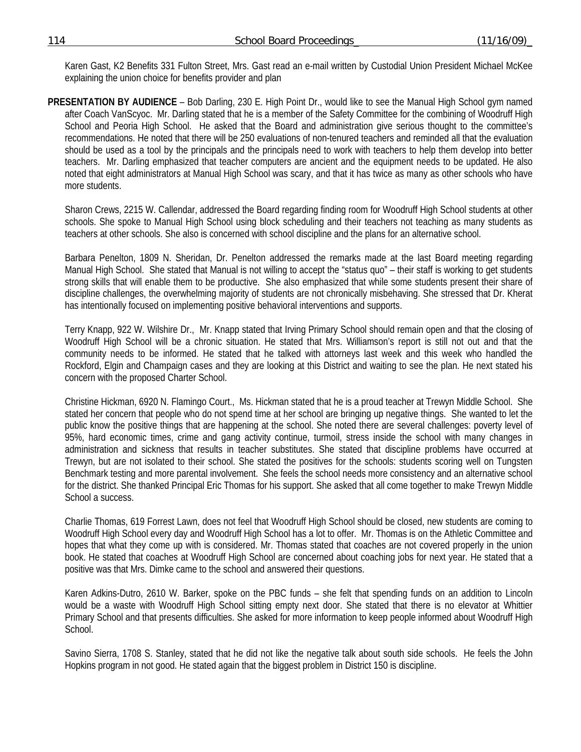Karen Gast, K2 Benefits 331 Fulton Street, Mrs. Gast read an e-mail written by Custodial Union President Michael McKee explaining the union choice for benefits provider and plan

**PRESENTATION BY AUDIENCE** – Bob Darling, 230 E. High Point Dr., would like to see the Manual High School gym named after Coach VanScyoc. Mr. Darling stated that he is a member of the Safety Committee for the combining of Woodruff High School and Peoria High School. He asked that the Board and administration give serious thought to the committee's recommendations. He noted that there will be 250 evaluations of non-tenured teachers and reminded all that the evaluation should be used as a tool by the principals and the principals need to work with teachers to help them develop into better teachers. Mr. Darling emphasized that teacher computers are ancient and the equipment needs to be updated. He also noted that eight administrators at Manual High School was scary, and that it has twice as many as other schools who have more students.

Sharon Crews, 2215 W. Callendar, addressed the Board regarding finding room for Woodruff High School students at other schools. She spoke to Manual High School using block scheduling and their teachers not teaching as many students as teachers at other schools. She also is concerned with school discipline and the plans for an alternative school.

Barbara Penelton, 1809 N. Sheridan, Dr. Penelton addressed the remarks made at the last Board meeting regarding Manual High School. She stated that Manual is not willing to accept the "status quo" – their staff is working to get students strong skills that will enable them to be productive. She also emphasized that while some students present their share of discipline challenges, the overwhelming majority of students are not chronically misbehaving. She stressed that Dr. Kherat has intentionally focused on implementing positive behavioral interventions and supports.

Terry Knapp, 922 W. Wilshire Dr., Mr. Knapp stated that Irving Primary School should remain open and that the closing of Woodruff High School will be a chronic situation. He stated that Mrs. Williamson's report is still not out and that the community needs to be informed. He stated that he talked with attorneys last week and this week who handled the Rockford, Elgin and Champaign cases and they are looking at this District and waiting to see the plan. He next stated his concern with the proposed Charter School.

Christine Hickman, 6920 N. Flamingo Court., Ms. Hickman stated that he is a proud teacher at Trewyn Middle School. She stated her concern that people who do not spend time at her school are bringing up negative things. She wanted to let the public know the positive things that are happening at the school. She noted there are several challenges: poverty level of 95%, hard economic times, crime and gang activity continue, turmoil, stress inside the school with many changes in administration and sickness that results in teacher substitutes. She stated that discipline problems have occurred at Trewyn, but are not isolated to their school. She stated the positives for the schools: students scoring well on Tungsten Benchmark testing and more parental involvement. She feels the school needs more consistency and an alternative school for the district. She thanked Principal Eric Thomas for his support. She asked that all come together to make Trewyn Middle School a success.

Charlie Thomas, 619 Forrest Lawn, does not feel that Woodruff High School should be closed, new students are coming to Woodruff High School every day and Woodruff High School has a lot to offer. Mr. Thomas is on the Athletic Committee and hopes that what they come up with is considered. Mr. Thomas stated that coaches are not covered properly in the union book. He stated that coaches at Woodruff High School are concerned about coaching jobs for next year. He stated that a positive was that Mrs. Dimke came to the school and answered their questions.

Karen Adkins-Dutro, 2610 W. Barker, spoke on the PBC funds – she felt that spending funds on an addition to Lincoln would be a waste with Woodruff High School sitting empty next door. She stated that there is no elevator at Whittier Primary School and that presents difficulties. She asked for more information to keep people informed about Woodruff High School.

Savino Sierra, 1708 S. Stanley, stated that he did not like the negative talk about south side schools. He feels the John Hopkins program in not good. He stated again that the biggest problem in District 150 is discipline.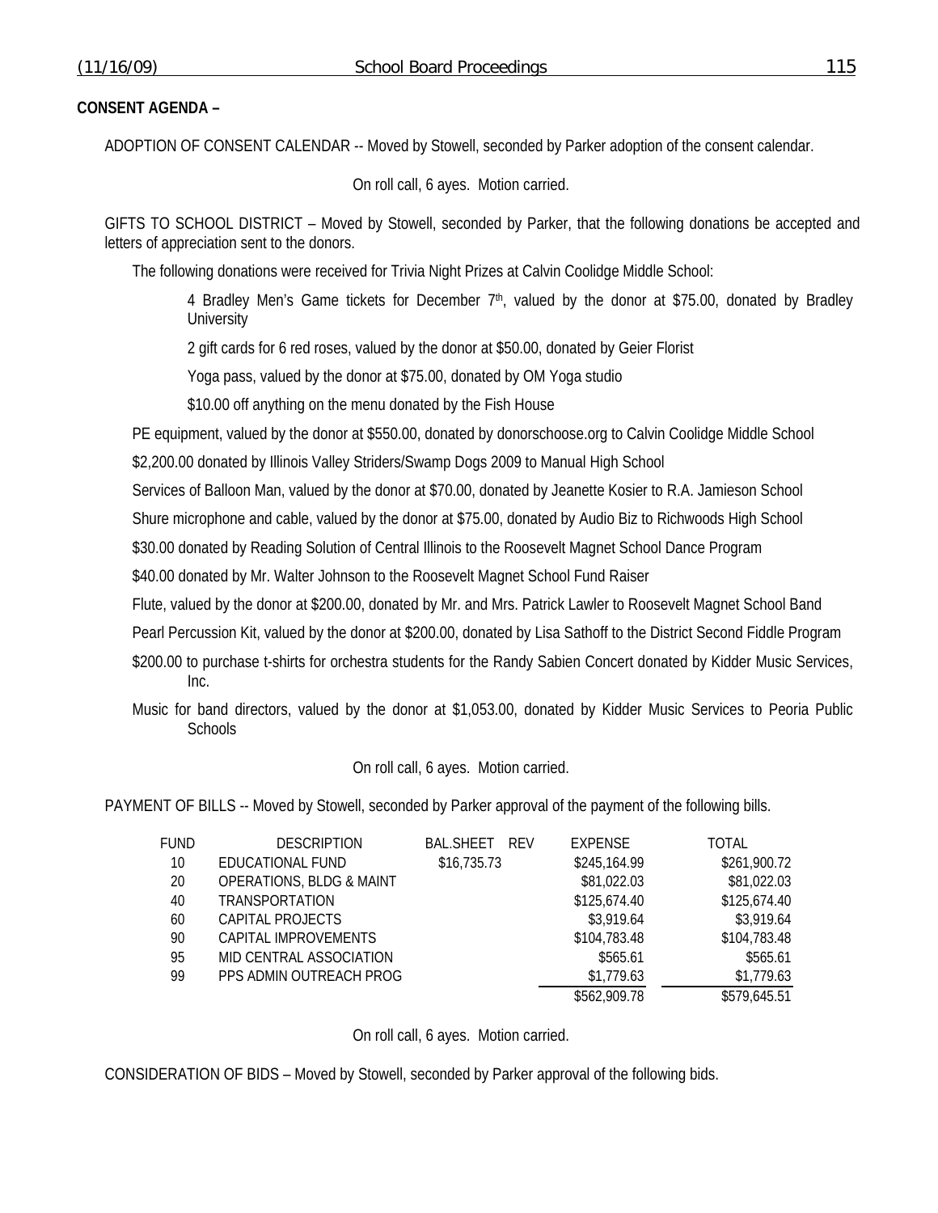**CONSENT AGENDA –**

ADOPTION OF CONSENT CALENDAR -- Moved by Stowell, seconded by Parker adoption of the consent calendar.

On roll call, 6 ayes. Motion carried.

GIFTS TO SCHOOL DISTRICT – Moved by Stowell, seconded by Parker, that the following donations be accepted and letters of appreciation sent to the donors.

The following donations were received for Trivia Night Prizes at Calvin Coolidge Middle School:

4 Bradley Men's Game tickets for December 7th, valued by the donor at $75.00, donated by Bradley University

2 gift cards for 6 red roses, valued by the donor at $50.00, donated by Geier Florist

Yoga pass, valued by the donor at $75.00, donated by OM Yoga studio

$10.00 off anything on the menu donated by the Fish House

PE equipment, valued by the donor at $550.00, donated by donorschoose.org to Calvin Coolidge Middle School

$2,200.00 donated by Illinois Valley Striders/Swamp Dogs 2009 to Manual High School

Services of Balloon Man, valued by the donor at $70.00, donated by Jeanette Kosier to R.A. Jamieson School

Shure microphone and cable, valued by the donor at $75.00, donated by Audio Biz to Richwoods High School

$30.00 donated by Reading Solution of Central Illinois to the Roosevelt Magnet School Dance Program

$40.00 donated by Mr. Walter Johnson to the Roosevelt Magnet School Fund Raiser

Flute, valued by the donor at $200.00, donated by Mr. and Mrs. Patrick Lawler to Roosevelt Magnet School Band

Pearl Percussion Kit, valued by the donor at $200.00, donated by Lisa Sathoff to the District Second Fiddle Program

$200.00 to purchase t-shirts for orchestra students for the Randy Sabien Concert donated by Kidder Music Services, Inc.

Music for band directors, valued by the donor at $1,053.00, donated by Kidder Music Services to Peoria Public Schools

On roll call, 6 ayes. Motion carried.

PAYMENT OF BILLS -- Moved by Stowell, seconded by Parker approval of the payment of the following bills.

| FUND | DESCRIPTION | BAL.SHEET | REV | EXPENSE | TOTAL |
|---|---|---|---|---|---|
| 10 | EDUCATIONAL FUND | $16,735.73 | | $245,164.99 | $261,900.72 |
| 20 | OPERATIONS, BLDG & MAINT | | | $81,022.03 | $81,022.03 |
| 40 | TRANSPORTATION | | | $125,674.40 | $125,674.40 |
| 60 | CAPITAL PROJECTS | | | $3,919.64 | $3,919.64 |
| 90 | CAPITAL IMPROVEMENTS | | | $104,783.48 | $104,783.48 |
| 95 | MID CENTRAL ASSOCIATION | | | $565.61 | $565.61 |
| 99 | PPS ADMIN OUTREACH PROG | | | $1,779.63 | $1,779.63 |
| | | | | $562,909.78 | $579,645.51 |

On roll call, 6 ayes. Motion carried.

CONSIDERATION OF BIDS – Moved by Stowell, seconded by Parker approval of the following bids.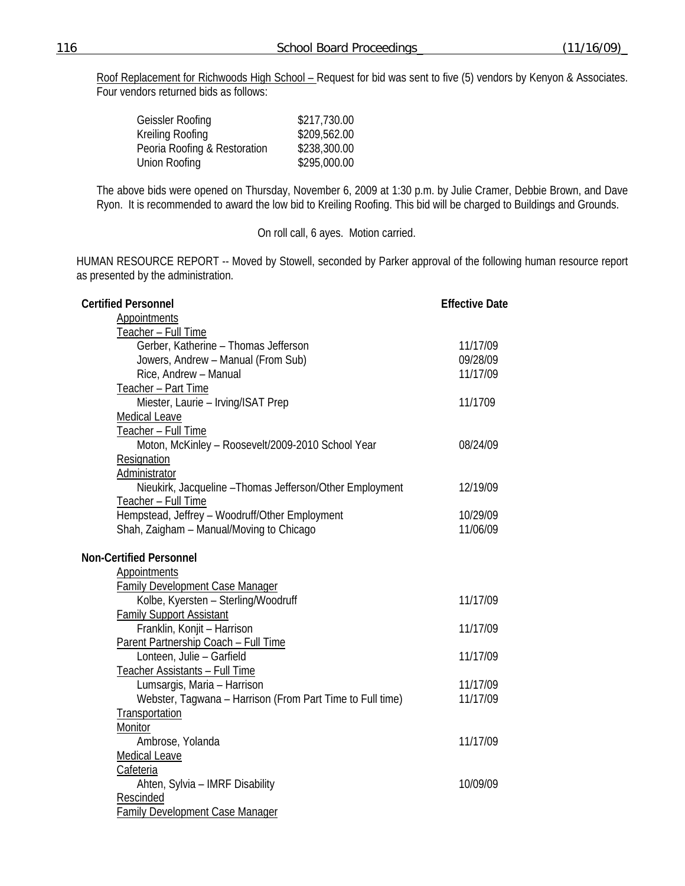Roof Replacement for Richwoods High School – Request for bid was sent to five (5) vendors by Kenyon & Associates. Four vendors returned bids as follows:

| | |
|---|---|
| Geissler Roofing | $217,730.00 |
| Kreiling Roofing | $209,562.00 |
| Peoria Roofing & Restoration | $238,300.00 |
| Union Roofing | $295,000.00 |

The above bids were opened on Thursday, November 6, 2009 at 1:30 p.m. by Julie Cramer, Debbie Brown, and Dave Ryon. It is recommended to award the low bid to Kreiling Roofing. This bid will be charged to Buildings and Grounds.

On roll call, 6 ayes. Motion carried.

HUMAN RESOURCE REPORT -- Moved by Stowell, seconded by Parker approval of the following human resource report as presented by the administration.

| **Certified Personnel** | **Effective Date** |
|---|---|
| Appointments | |
| Teacher – Full Time | |
| Gerber, Katherine – Thomas Jefferson | 11/17/09 |
| Jowers, Andrew – Manual (From Sub) | 09/28/09 |
| Rice, Andrew – Manual | 11/17/09 |
| Teacher – Part Time | |
| Miester, Laurie – Irving/ISAT Prep | 11/1709 |
| Medical Leave | |
| Teacher – Full Time | |
| Moton, McKinley – Roosevelt/2009-2010 School Year | 08/24/09 |
| Resignation | |
| Administrator | |
| Nieukirk, Jacqueline –Thomas Jefferson/Other Employment | 12/19/09 |
| Teacher – Full Time | |
| Hempstead, Jeffrey – Woodruff/Other Employment | 10/29/09 |
| Shah, Zaigham – Manual/Moving to Chicago | 11/06/09 |

| **Non-Certified Personnel** | |
|---|---|
| Appointments | |
| Family Development Case Manager | |
| Kolbe, Kyersten – Sterling/Woodruff | 11/17/09 |
| Family Support Assistant | |
| Franklin, Konjit – Harrison | 11/17/09 |
| Parent Partnership Coach – Full Time | |
| Lonteen, Julie – Garfield | 11/17/09 |
| Teacher Assistants – Full Time | |
| Lumsargis, Maria – Harrison | 11/17/09 |
| Webster, Tagwana – Harrison (From Part Time to Full time) | 11/17/09 |
| Transportation | |
| Monitor | |
| Ambrose, Yolanda | 11/17/09 |
| Medical Leave | |
| Cafeteria | |
| Ahten, Sylvia – IMRF Disability | 10/09/09 |
| Rescinded | |
| Family Development Case Manager | |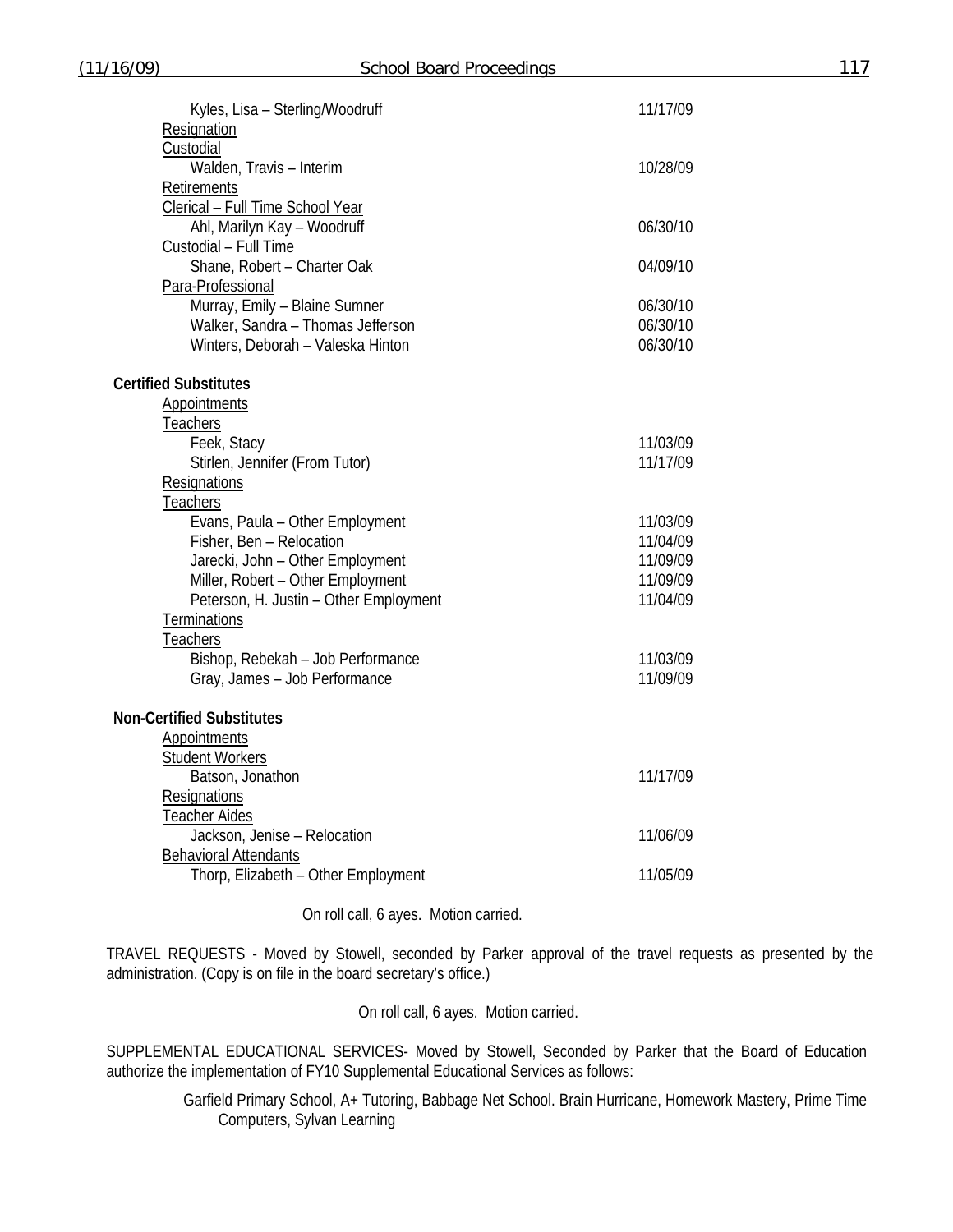Kyles, Lisa – Sterling/Woodruff 11/17/09

Resignation

Custodial

Walden, Travis – Interim 10/28/09

Retirements

Clerical – Full Time School Year

Ahl, Marilyn Kay – Woodruff 06/30/10

Custodial – Full Time

Shane, Robert – Charter Oak 04/09/10

Para-Professional

Murray, Emily – Blaine Sumner 06/30/10
Walker, Sandra – Thomas Jefferson 06/30/10
Winters, Deborah – Valeska Hinton 06/30/10

**Certified Substitutes**

Appointments

Teachers

Feek, Stacy 11/03/09
Stirlen, Jennifer (From Tutor) 11/17/09

Resignations

Teachers

Evans, Paula – Other Employment 11/03/09
Fisher, Ben – Relocation 11/04/09
Jarecki, John – Other Employment 11/09/09
Miller, Robert – Other Employment 11/09/09
Peterson, H. Justin – Other Employment 11/04/09

Terminations

Teachers

Bishop, Rebekah – Job Performance 11/03/09
Gray, James – Job Performance 11/09/09

**Non-Certified Substitutes**

Appointments

Student Workers

Batson, Jonathon 11/17/09

Resignations

Teacher Aides

Jackson, Jenise – Relocation 11/06/09

Behavioral Attendants

Thorp, Elizabeth – Other Employment 11/05/09

On roll call, 6 ayes. Motion carried.

TRAVEL REQUESTS - Moved by Stowell, seconded by Parker approval of the travel requests as presented by the administration. (Copy is on file in the board secretary's office.)

On roll call, 6 ayes. Motion carried.

SUPPLEMENTAL EDUCATIONAL SERVICES- Moved by Stowell, Seconded by Parker that the Board of Education authorize the implementation of FY10 Supplemental Educational Services as follows:

Garfield Primary School, A+ Tutoring, Babbage Net School. Brain Hurricane, Homework Mastery, Prime Time Computers, Sylvan Learning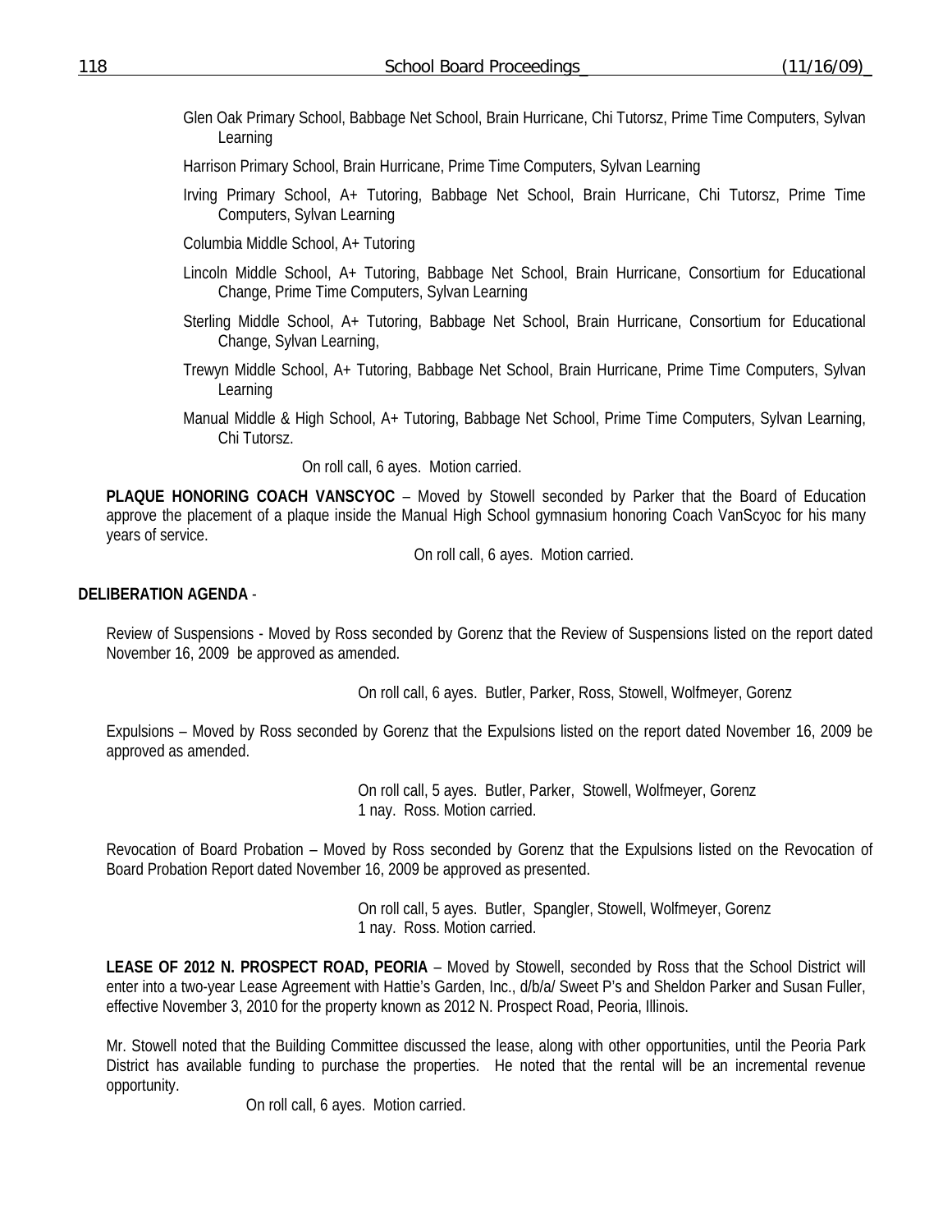Glen Oak Primary School, Babbage Net School, Brain Hurricane, Chi Tutorsz, Prime Time Computers, Sylvan Learning

Harrison Primary School, Brain Hurricane, Prime Time Computers, Sylvan Learning

Irving Primary School, A+ Tutoring, Babbage Net School, Brain Hurricane, Chi Tutorsz, Prime Time Computers, Sylvan Learning

Columbia Middle School, A+ Tutoring

Lincoln Middle School, A+ Tutoring, Babbage Net School, Brain Hurricane, Consortium for Educational Change, Prime Time Computers, Sylvan Learning

Sterling Middle School, A+ Tutoring, Babbage Net School, Brain Hurricane, Consortium for Educational Change, Sylvan Learning,

Trewyn Middle School, A+ Tutoring, Babbage Net School, Brain Hurricane, Prime Time Computers, Sylvan Learning

Manual Middle & High School, A+ Tutoring, Babbage Net School, Prime Time Computers, Sylvan Learning, Chi Tutorsz.

On roll call, 6 ayes. Motion carried.

**PLAQUE HONORING COACH VANSCYOC** – Moved by Stowell seconded by Parker that the Board of Education approve the placement of a plaque inside the Manual High School gymnasium honoring Coach VanScyoc for his many years of service.

On roll call, 6 ayes. Motion carried.

**DELIBERATION AGENDA** -

Review of Suspensions - Moved by Ross seconded by Gorenz that the Review of Suspensions listed on the report dated November 16, 2009 be approved as amended.

On roll call, 6 ayes. Butler, Parker, Ross, Stowell, Wolfmeyer, Gorenz

Expulsions – Moved by Ross seconded by Gorenz that the Expulsions listed on the report dated November 16, 2009 be approved as amended.

On roll call, 5 ayes. Butler, Parker, Stowell, Wolfmeyer, Gorenz
1 nay. Ross. Motion carried.

Revocation of Board Probation – Moved by Ross seconded by Gorenz that the Expulsions listed on the Revocation of Board Probation Report dated November 16, 2009 be approved as presented.

On roll call, 5 ayes. Butler, Spangler, Stowell, Wolfmeyer, Gorenz
1 nay. Ross. Motion carried.

**LEASE OF 2012 N. PROSPECT ROAD, PEORIA** – Moved by Stowell, seconded by Ross that the School District will enter into a two-year Lease Agreement with Hattie's Garden, Inc., d/b/a/ Sweet P's and Sheldon Parker and Susan Fuller, effective November 3, 2010 for the property known as 2012 N. Prospect Road, Peoria, Illinois.

Mr. Stowell noted that the Building Committee discussed the lease, along with other opportunities, until the Peoria Park District has available funding to purchase the properties. He noted that the rental will be an incremental revenue opportunity.

On roll call, 6 ayes. Motion carried.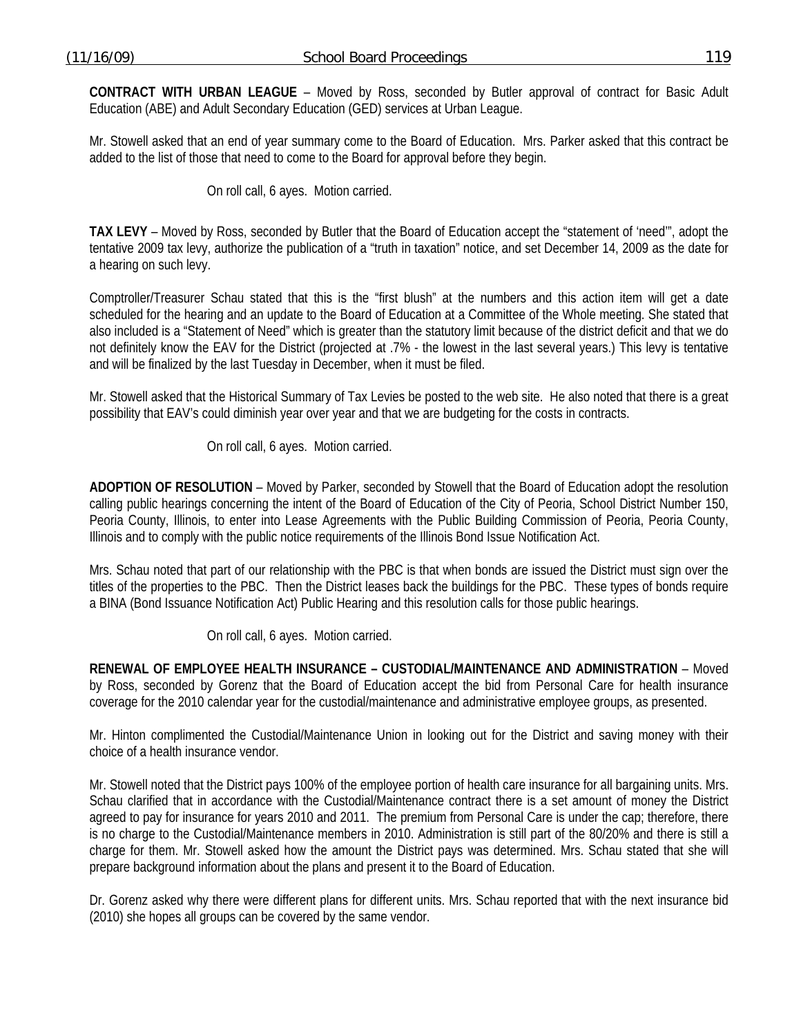**CONTRACT WITH URBAN LEAGUE** – Moved by Ross, seconded by Butler approval of contract for Basic Adult Education (ABE) and Adult Secondary Education (GED) services at Urban League.

Mr. Stowell asked that an end of year summary come to the Board of Education. Mrs. Parker asked that this contract be added to the list of those that need to come to the Board for approval before they begin.

On roll call, 6 ayes. Motion carried.

**TAX LEVY** – Moved by Ross, seconded by Butler that the Board of Education accept the "statement of 'need'", adopt the tentative 2009 tax levy, authorize the publication of a "truth in taxation" notice, and set December 14, 2009 as the date for a hearing on such levy.

Comptroller/Treasurer Schau stated that this is the "first blush" at the numbers and this action item will get a date scheduled for the hearing and an update to the Board of Education at a Committee of the Whole meeting. She stated that also included is a "Statement of Need" which is greater than the statutory limit because of the district deficit and that we do not definitely know the EAV for the District (projected at .7% - the lowest in the last several years.) This levy is tentative and will be finalized by the last Tuesday in December, when it must be filed.

Mr. Stowell asked that the Historical Summary of Tax Levies be posted to the web site. He also noted that there is a great possibility that EAV's could diminish year over year and that we are budgeting for the costs in contracts.

On roll call, 6 ayes. Motion carried.

**ADOPTION OF RESOLUTION** – Moved by Parker, seconded by Stowell that the Board of Education adopt the resolution calling public hearings concerning the intent of the Board of Education of the City of Peoria, School District Number 150, Peoria County, Illinois, to enter into Lease Agreements with the Public Building Commission of Peoria, Peoria County, Illinois and to comply with the public notice requirements of the Illinois Bond Issue Notification Act.

Mrs. Schau noted that part of our relationship with the PBC is that when bonds are issued the District must sign over the titles of the properties to the PBC. Then the District leases back the buildings for the PBC. These types of bonds require a BINA (Bond Issuance Notification Act) Public Hearing and this resolution calls for those public hearings.

On roll call, 6 ayes. Motion carried.

**RENEWAL OF EMPLOYEE HEALTH INSURANCE – CUSTODIAL/MAINTENANCE AND ADMINISTRATION** – Moved by Ross, seconded by Gorenz that the Board of Education accept the bid from Personal Care for health insurance coverage for the 2010 calendar year for the custodial/maintenance and administrative employee groups, as presented.

Mr. Hinton complimented the Custodial/Maintenance Union in looking out for the District and saving money with their choice of a health insurance vendor.

Mr. Stowell noted that the District pays 100% of the employee portion of health care insurance for all bargaining units. Mrs. Schau clarified that in accordance with the Custodial/Maintenance contract there is a set amount of money the District agreed to pay for insurance for years 2010 and 2011. The premium from Personal Care is under the cap; therefore, there is no charge to the Custodial/Maintenance members in 2010. Administration is still part of the 80/20% and there is still a charge for them. Mr. Stowell asked how the amount the District pays was determined. Mrs. Schau stated that she will prepare background information about the plans and present it to the Board of Education.

Dr. Gorenz asked why there were different plans for different units. Mrs. Schau reported that with the next insurance bid (2010) she hopes all groups can be covered by the same vendor.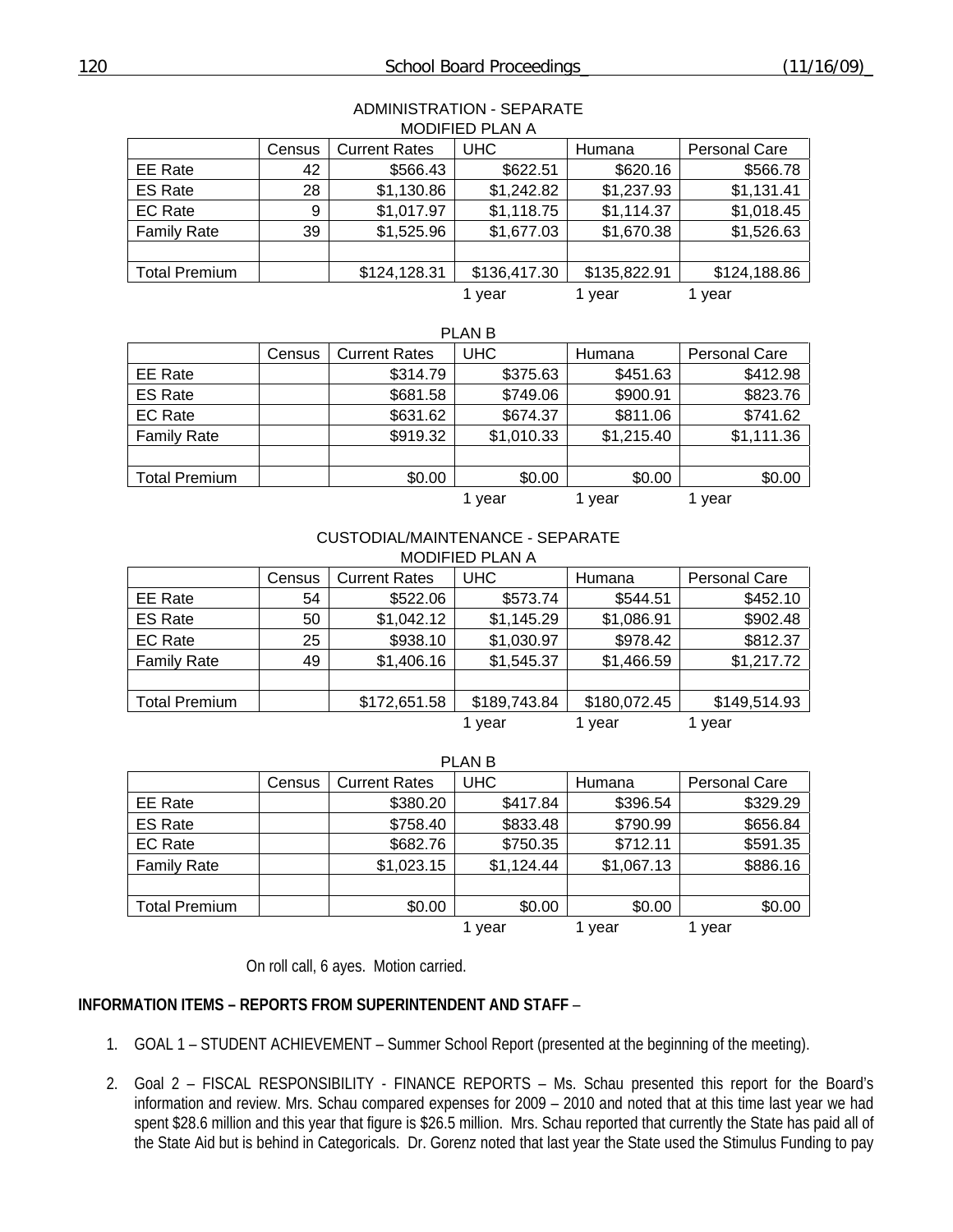ADMINISTRATION - SEPARATE

MODIFIED PLAN A

| | Census | Current Rates | UHC | Humana | Personal Care |
|---|---|---|---|---|---|
| EE Rate | 42 | $566.43 | $622.51 | $620.16 | $566.78 |
| ES Rate | 28 | $1,130.86 | $1,242.82 | $1,237.93 | $1,131.41 |
| EC Rate | 9 | $1,017.97 | $1,118.75 | $1,114.37 | $1,018.45 |
| Family Rate | 39 | $1,525.96 | $1,677.03 | $1,670.38 | $1,526.63 |
| | | | | | |
| Total Premium | | $124,128.31 | $136,417.30 | $135,822.91 | $124,188.86 |
| | | | 1 year | 1 year | 1 year |

PLAN B

| | Census | Current Rates | UHC | Humana | Personal Care |
|---|---|---|---|---|---|
| EE Rate | | $314.79 | $375.63 | $451.63 | $412.98 |
| ES Rate | | $681.58 | $749.06 | $900.91 | $823.76 |
| EC Rate | | $631.62 | $674.37 | $811.06 | $741.62 |
| Family Rate | | $919.32 | $1,010.33 | $1,215.40 | $1,111.36 |
| | | | | | |
| Total Premium | | $0.00 | $0.00 | $0.00 | $0.00 |
| | | | 1 year | 1 year | 1 year |

CUSTODIAL/MAINTENANCE - SEPARATE

MODIFIED PLAN A

| | Census | Current Rates | UHC | Humana | Personal Care |
|---|---|---|---|---|---|
| EE Rate | 54 | $522.06 | $573.74 | $544.51 | $452.10 |
| ES Rate | 50 | $1,042.12 | $1,145.29 | $1,086.91 | $902.48 |
| EC Rate | 25 | $938.10 | $1,030.97 | $978.42 | $812.37 |
| Family Rate | 49 | $1,406.16 | $1,545.37 | $1,466.59 | $1,217.72 |
| | | | | | |
| Total Premium | | $172,651.58 | $189,743.84 | $180,072.45 | $149,514.93 |
| | | | 1 year | 1 year | 1 year |

PLAN B

| | Census | Current Rates | UHC | Humana | Personal Care |
|---|---|---|---|---|---|
| EE Rate | | $380.20 | $417.84 | $396.54 | $329.29 |
| ES Rate | | $758.40 | $833.48 | $790.99 | $656.84 |
| EC Rate | | $682.76 | $750.35 | $712.11 | $591.35 |
| Family Rate | | $1,023.15 | $1,124.44 | $1,067.13 | $886.16 |
| | | | | | |
| Total Premium | | $0.00 | $0.00 | $0.00 | $0.00 |
| | | | 1 year | 1 year | 1 year |

On roll call, 6 ayes. Motion carried.

**INFORMATION ITEMS – REPORTS FROM SUPERINTENDENT AND STAFF** –

1. GOAL 1 – STUDENT ACHIEVEMENT – Summer School Report (presented at the beginning of the meeting).

2. Goal 2 – FISCAL RESPONSIBILITY - FINANCE REPORTS – Ms. Schau presented this report for the Board's information and review. Mrs. Schau compared expenses for 2009 – 2010 and noted that at this time last year we had spent $28.6 million and this year that figure is $26.5 million. Mrs. Schau reported that currently the State has paid all of the State Aid but is behind in Categoricals. Dr. Gorenz noted that last year the State used the Stimulus Funding to pay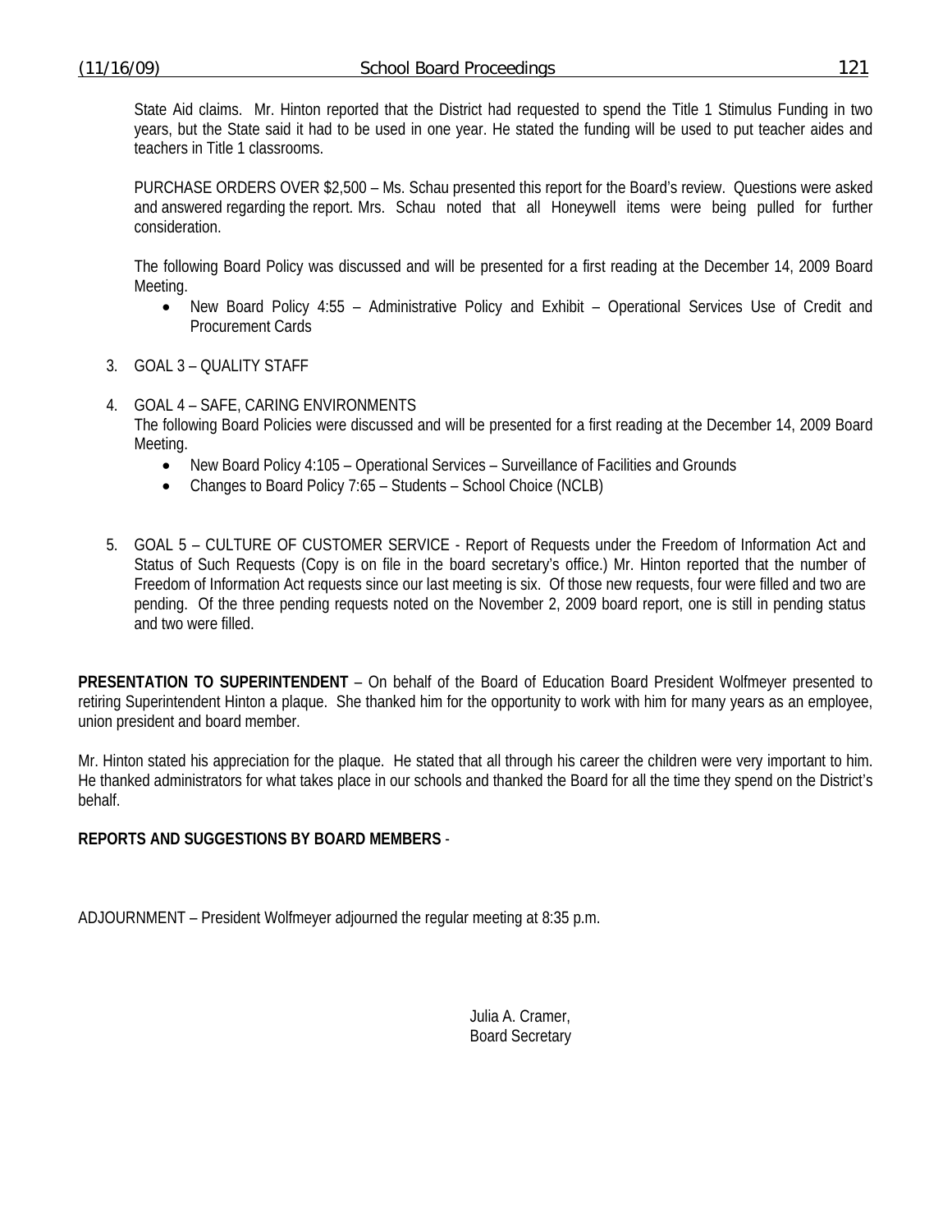State Aid claims. Mr. Hinton reported that the District had requested to spend the Title 1 Stimulus Funding in two years, but the State said it had to be used in one year. He stated the funding will be used to put teacher aides and teachers in Title 1 classrooms.

PURCHASE ORDERS OVER $2,500 – Ms. Schau presented this report for the Board's review. Questions were asked and answered regarding the report. Mrs. Schau noted that all Honeywell items were being pulled for further consideration.

The following Board Policy was discussed and will be presented for a first reading at the December 14, 2009 Board Meeting.

- New Board Policy 4:55 – Administrative Policy and Exhibit – Operational Services Use of Credit and Procurement Cards

3. GOAL 3 – QUALITY STAFF

4. GOAL 4 – SAFE, CARING ENVIRONMENTS
   The following Board Policies were discussed and will be presented for a first reading at the December 14, 2009 Board Meeting.
   - New Board Policy 4:105 – Operational Services – Surveillance of Facilities and Grounds
   - Changes to Board Policy 7:65 – Students – School Choice (NCLB)

5. GOAL 5 – CULTURE OF CUSTOMER SERVICE - Report of Requests under the Freedom of Information Act and Status of Such Requests (Copy is on file in the board secretary's office.) Mr. Hinton reported that the number of Freedom of Information Act requests since our last meeting is six. Of those new requests, four were filled and two are pending. Of the three pending requests noted on the November 2, 2009 board report, one is still in pending status and two were filled.

**PRESENTATION TO SUPERINTENDENT** – On behalf of the Board of Education Board President Wolfmeyer presented to retiring Superintendent Hinton a plaque. She thanked him for the opportunity to work with him for many years as an employee, union president and board member.

Mr. Hinton stated his appreciation for the plaque. He stated that all through his career the children were very important to him. He thanked administrators for what takes place in our schools and thanked the Board for all the time they spend on the District's behalf.

**REPORTS AND SUGGESTIONS BY BOARD MEMBERS** -

ADJOURNMENT – President Wolfmeyer adjourned the regular meeting at 8:35 p.m.

Julia A. Cramer,
Board Secretary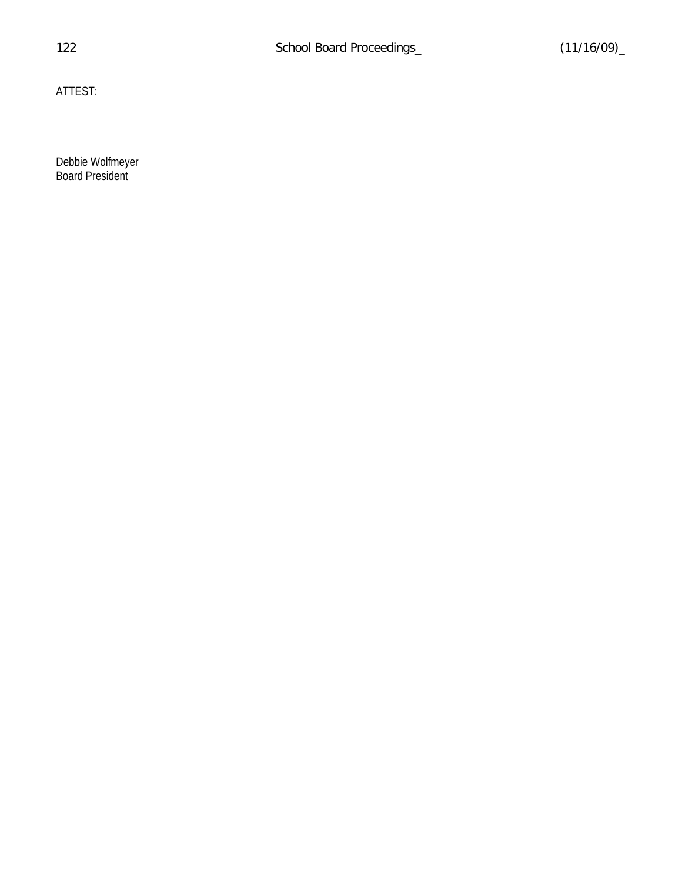ATTEST:

Debbie Wolfmeyer
Board President